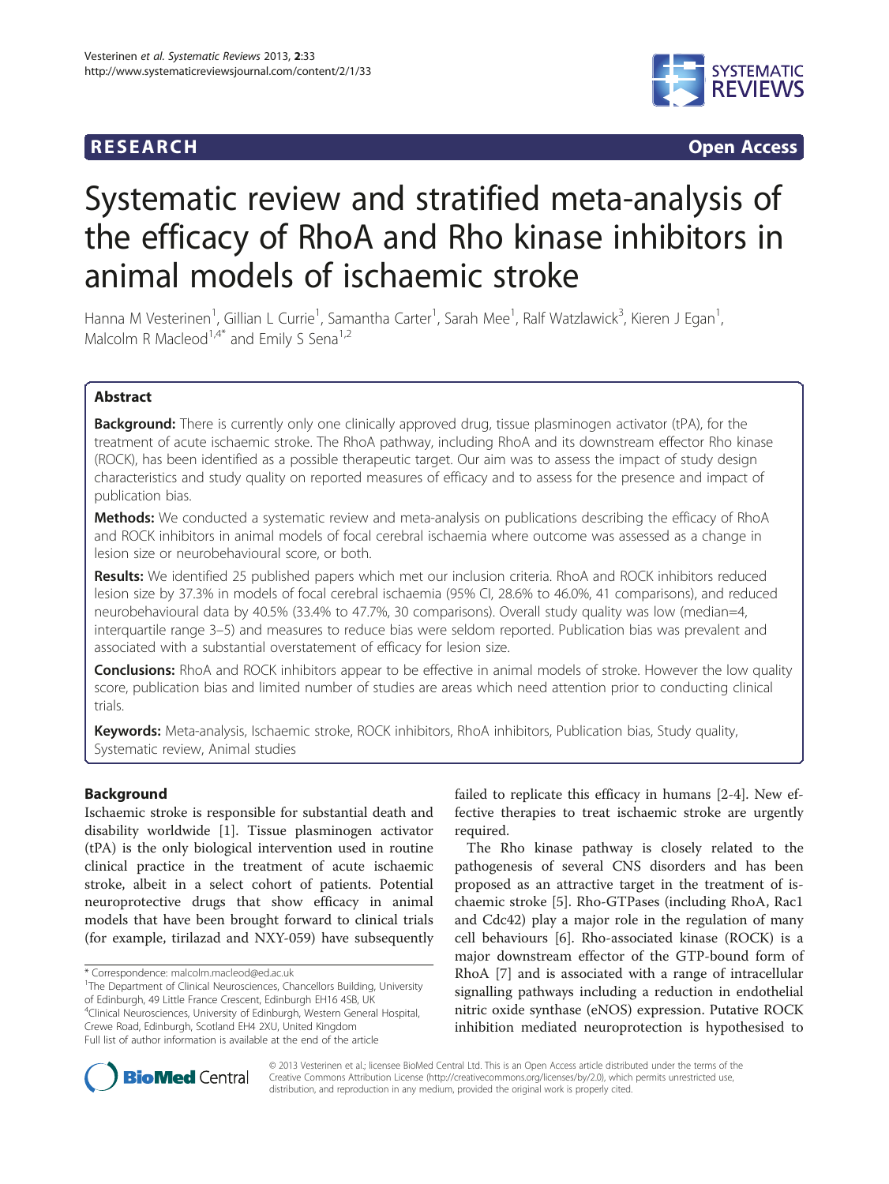RESEARCH Open Access

# Systematic review and stratified meta-analysis of the efficacy of RhoA and Rho kinase inhibitors in animal models of ischaemic stroke

Hanna M Vesterinen[1], Gillian L Currie[1], Samantha Carter[1], Sarah Mee[1], Ralf Watzlawick[3], Kieren J Egan[1], Malcolm R Macleod[1,4*] and Emily S Sena[1,2]

## Abstract

**Background:** There is currently only one clinically approved drug, tissue plasminogen activator (tPA), for the treatment of acute ischaemic stroke. The RhoA pathway, including RhoA and its downstream effector Rho kinase (ROCK), has been identified as a possible therapeutic target. Our aim was to assess the impact of study design characteristics and study quality on reported measures of efficacy and to assess for the presence and impact of publication bias.

**Methods:** We conducted a systematic review and meta-analysis on publications describing the efficacy of RhoA and ROCK inhibitors in animal models of focal cerebral ischaemia where outcome was assessed as a change in lesion size or neurobehavioural score, or both.

**Results:** We identified 25 published papers which met our inclusion criteria. RhoA and ROCK inhibitors reduced lesion size by 37.3% in models of focal cerebral ischaemia (95% CI, 28.6% to 46.0%, 41 comparisons), and reduced neurobehavioural data by 40.5% (33.4% to 47.7%, 30 comparisons). Overall study quality was low (median=4, interquartile range 3–5) and measures to reduce bias were seldom reported. Publication bias was prevalent and associated with a substantial overstatement of efficacy for lesion size.

**Conclusions:** RhoA and ROCK inhibitors appear to be effective in animal models of stroke. However the low quality score, publication bias and limited number of studies are areas which need attention prior to conducting clinical trials.

**Keywords:** Meta-analysis, Ischaemic stroke, ROCK inhibitors, RhoA inhibitors, Publication bias, Study quality, Systematic review, Animal studies

## Background

Ischaemic stroke is responsible for substantial death and disability worldwide [1]. Tissue plasminogen activator (tPA) is the only biological intervention used in routine clinical practice in the treatment of acute ischaemic stroke, albeit in a select cohort of patients. Potential neuroprotective drugs that show efficacy in animal models that have been brought forward to clinical trials (for example, tirilazad and NXY-059) have subsequently failed to replicate this efficacy in humans [2-4]. New effective therapies to treat ischaemic stroke are urgently required.

The Rho kinase pathway is closely related to the pathogenesis of several CNS disorders and has been proposed as an attractive target in the treatment of ischaemic stroke [5]. Rho-GTPases (including RhoA, Rac1 and Cdc42) play a major role in the regulation of many cell behaviours [6]. Rho-associated kinase (ROCK) is a major downstream effector of the GTP-bound form of RhoA [7] and is associated with a range of intracellular signalling pathways including a reduction in endothelial nitric oxide synthase (eNOS) expression. Putative ROCK inhibition mediated neuroprotection is hypothesised to

\* Correspondence: malcolm.macleod@ed.ac.uk
[1]The Department of Clinical Neurosciences, Chancellors Building, University of Edinburgh, 49 Little France Crescent, Edinburgh EH16 4SB, UK
[4]Clinical Neurosciences, University of Edinburgh, Western General Hospital, Crewe Road, Edinburgh, Scotland EH4 2XU, United Kingdom
Full list of author information is available at the end of the article

© 2013 Vesterinen et al.; licensee BioMed Central Ltd. This is an Open Access article distributed under the terms of the Creative Commons Attribution License (http://creativecommons.org/licenses/by/2.0), which permits unrestricted use, distribution, and reproduction in any medium, provided the original work is properly cited.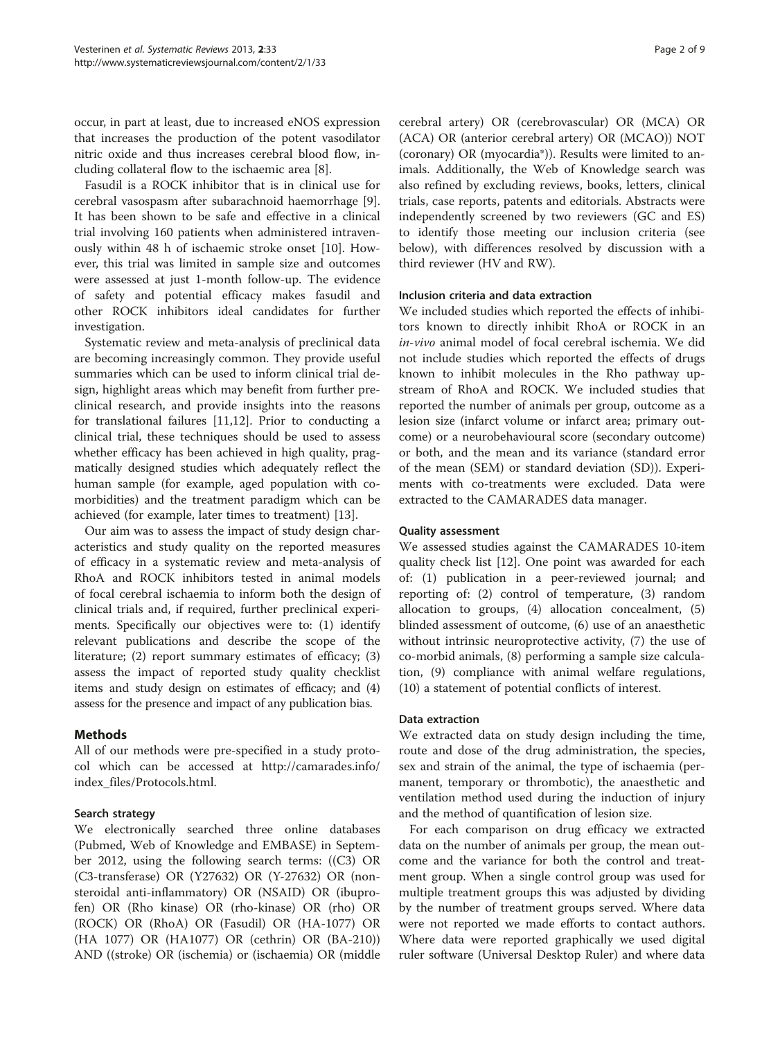occur, in part at least, due to increased eNOS expression that increases the production of the potent vasodilator nitric oxide and thus increases cerebral blood flow, including collateral flow to the ischaemic area [8].

Fasudil is a ROCK inhibitor that is in clinical use for cerebral vasospasm after subarachnoid haemorrhage [9]. It has been shown to be safe and effective in a clinical trial involving 160 patients when administered intravenously within 48 h of ischaemic stroke onset [10]. However, this trial was limited in sample size and outcomes were assessed at just 1-month follow-up. The evidence of safety and potential efficacy makes fasudil and other ROCK inhibitors ideal candidates for further investigation.

Systematic review and meta-analysis of preclinical data are becoming increasingly common. They provide useful summaries which can be used to inform clinical trial design, highlight areas which may benefit from further preclinical research, and provide insights into the reasons for translational failures [11,12]. Prior to conducting a clinical trial, these techniques should be used to assess whether efficacy has been achieved in high quality, pragmatically designed studies which adequately reflect the human sample (for example, aged population with co-morbidities) and the treatment paradigm which can be achieved (for example, later times to treatment) [13].

Our aim was to assess the impact of study design characteristics and study quality on the reported measures of efficacy in a systematic review and meta-analysis of RhoA and ROCK inhibitors tested in animal models of focal cerebral ischaemia to inform both the design of clinical trials and, if required, further preclinical experiments. Specifically our objectives were to: (1) identify relevant publications and describe the scope of the literature; (2) report summary estimates of efficacy; (3) assess the impact of reported study quality checklist items and study design on estimates of efficacy; and (4) assess for the presence and impact of any publication bias.

## Methods

All of our methods were pre-specified in a study protocol which can be accessed at http://camarades.info/index_files/Protocols.html.

### Search strategy

We electronically searched three online databases (Pubmed, Web of Knowledge and EMBASE) in September 2012, using the following search terms: ((C3) OR (C3-transferase) OR (Y27632) OR (Y-27632) OR (non-steroidal anti-inflammatory) OR (NSAID) OR (ibuprofen) OR (Rho kinase) OR (rho-kinase) OR (rho) OR (ROCK) OR (RhoA) OR (Fasudil) OR (HA-1077) OR (HA 1077) OR (HA1077) OR (cethrin) OR (BA-210)) AND ((stroke) OR (ischemia) or (ischaemia) OR (middle cerebral artery) OR (cerebrovascular) OR (MCA) OR (ACA) OR (anterior cerebral artery) OR (MCAO)) NOT (coronary) OR (myocardia*)). Results were limited to animals. Additionally, the Web of Knowledge search was also refined by excluding reviews, books, letters, clinical trials, case reports, patents and editorials. Abstracts were independently screened by two reviewers (GC and ES) to identify those meeting our inclusion criteria (see below), with differences resolved by discussion with a third reviewer (HV and RW).

### Inclusion criteria and data extraction

We included studies which reported the effects of inhibitors known to directly inhibit RhoA or ROCK in an *in-vivo* animal model of focal cerebral ischemia. We did not include studies which reported the effects of drugs known to inhibit molecules in the Rho pathway upstream of RhoA and ROCK. We included studies that reported the number of animals per group, outcome as a lesion size (infarct volume or infarct area; primary outcome) or a neurobehavioural score (secondary outcome) or both, and the mean and its variance (standard error of the mean (SEM) or standard deviation (SD)). Experiments with co-treatments were excluded. Data were extracted to the CAMARADES data manager.

### Quality assessment

We assessed studies against the CAMARADES 10-item quality check list [12]. One point was awarded for each of: (1) publication in a peer-reviewed journal; and reporting of: (2) control of temperature, (3) random allocation to groups, (4) allocation concealment, (5) blinded assessment of outcome, (6) use of an anaesthetic without intrinsic neuroprotective activity, (7) the use of co-morbid animals, (8) performing a sample size calculation, (9) compliance with animal welfare regulations, (10) a statement of potential conflicts of interest.

### Data extraction

We extracted data on study design including the time, route and dose of the drug administration, the species, sex and strain of the animal, the type of ischaemia (permanent, temporary or thrombotic), the anaesthetic and ventilation method used during the induction of injury and the method of quantification of lesion size.

For each comparison on drug efficacy we extracted data on the number of animals per group, the mean outcome and the variance for both the control and treatment group. When a single control group was used for multiple treatment groups this was adjusted by dividing by the number of treatment groups served. Where data were not reported we made efforts to contact authors. Where data were reported graphically we used digital ruler software (Universal Desktop Ruler) and where data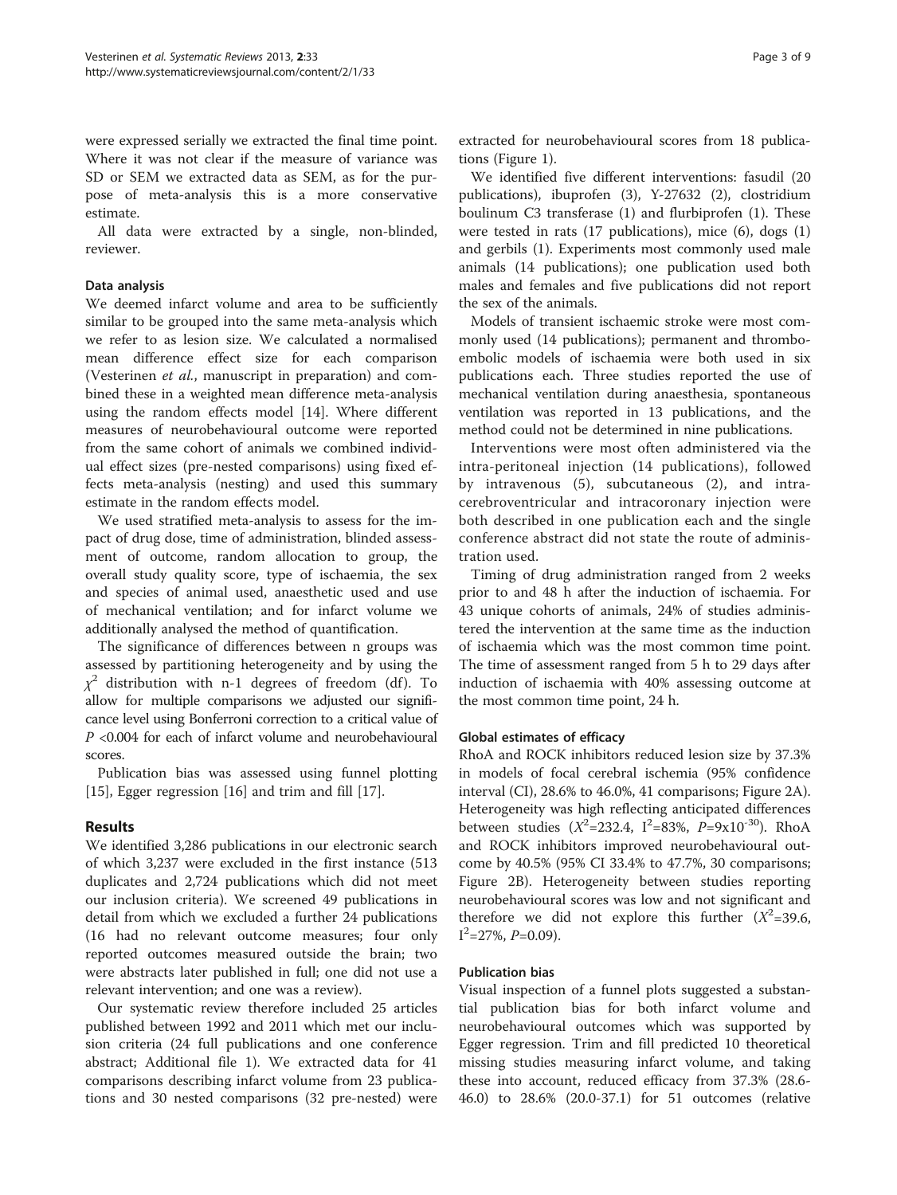were expressed serially we extracted the final time point. Where it was not clear if the measure of variance was SD or SEM we extracted data as SEM, as for the purpose of meta-analysis this is a more conservative estimate.

All data were extracted by a single, non-blinded, reviewer.

### Data analysis

We deemed infarct volume and area to be sufficiently similar to be grouped into the same meta-analysis which we refer to as lesion size. We calculated a normalised mean difference effect size for each comparison (Vesterinen *et al.*, manuscript in preparation) and combined these in a weighted mean difference meta-analysis using the random effects model [14]. Where different measures of neurobehavioural outcome were reported from the same cohort of animals we combined individual effect sizes (pre-nested comparisons) using fixed effects meta-analysis (nesting) and used this summary estimate in the random effects model.

We used stratified meta-analysis to assess for the impact of drug dose, time of administration, blinded assessment of outcome, random allocation to group, the overall study quality score, type of ischaemia, the sex and species of animal used, anaesthetic used and use of mechanical ventilation; and for infarct volume we additionally analysed the method of quantification.

The significance of differences between n groups was assessed by partitioning heterogeneity and by using the $\chi^2$ distribution with n-1 degrees of freedom (df). To allow for multiple comparisons we adjusted our significance level using Bonferroni correction to a critical value of $P$ <0.004 for each of infarct volume and neurobehavioural scores.

Publication bias was assessed using funnel plotting [15], Egger regression [16] and trim and fill [17].

## Results

We identified 3,286 publications in our electronic search of which 3,237 were excluded in the first instance (513 duplicates and 2,724 publications which did not meet our inclusion criteria). We screened 49 publications in detail from which we excluded a further 24 publications (16 had no relevant outcome measures; four only reported outcomes measured outside the brain; two were abstracts later published in full; one did not use a relevant intervention; and one was a review).

Our systematic review therefore included 25 articles published between 1992 and 2011 which met our inclusion criteria (24 full publications and one conference abstract; Additional file 1). We extracted data for 41 comparisons describing infarct volume from 23 publications and 30 nested comparisons (32 pre-nested) were extracted for neurobehavioural scores from 18 publications (Figure 1).

We identified five different interventions: fasudil (20 publications), ibuprofen (3), Y-27632 (2), clostridium boulinum C3 transferase (1) and flurbiprofen (1). These were tested in rats (17 publications), mice (6), dogs (1) and gerbils (1). Experiments most commonly used male animals (14 publications); one publication used both males and females and five publications did not report the sex of the animals.

Models of transient ischaemic stroke were most commonly used (14 publications); permanent and thromboembolic models of ischaemia were both used in six publications each. Three studies reported the use of mechanical ventilation during anaesthesia, spontaneous ventilation was reported in 13 publications, and the method could not be determined in nine publications.

Interventions were most often administered via the intra-peritoneal injection (14 publications), followed by intravenous (5), subcutaneous (2), and intracerebroventricular and intracoronary injection were both described in one publication each and the single conference abstract did not state the route of administration used.

Timing of drug administration ranged from 2 weeks prior to and 48 h after the induction of ischaemia. For 43 unique cohorts of animals, 24% of studies administered the intervention at the same time as the induction of ischaemia which was the most common time point. The time of assessment ranged from 5 h to 29 days after induction of ischaemia with 40% assessing outcome at the most common time point, 24 h.

### Global estimates of efficacy

RhoA and ROCK inhibitors reduced lesion size by 37.3% in models of focal cerebral ischemia (95% confidence interval (CI), 28.6% to 46.0%, 41 comparisons; Figure 2A). Heterogeneity was high reflecting anticipated differences between studies ($X^2$=232.4, $I^2$=83%, $P$=9x$10^{-30}$). RhoA and ROCK inhibitors improved neurobehavioural outcome by 40.5% (95% CI 33.4% to 47.7%, 30 comparisons; Figure 2B). Heterogeneity between studies reporting neurobehavioural scores was low and not significant and therefore we did not explore this further ($X^2$=39.6, $I^2$=27%, $P$=0.09).

### Publication bias

Visual inspection of a funnel plots suggested a substantial publication bias for both infarct volume and neurobehavioural outcomes which was supported by Egger regression. Trim and fill predicted 10 theoretical missing studies measuring infarct volume, and taking these into account, reduced efficacy from 37.3% (28.6-46.0) to 28.6% (20.0-37.1) for 51 outcomes (relative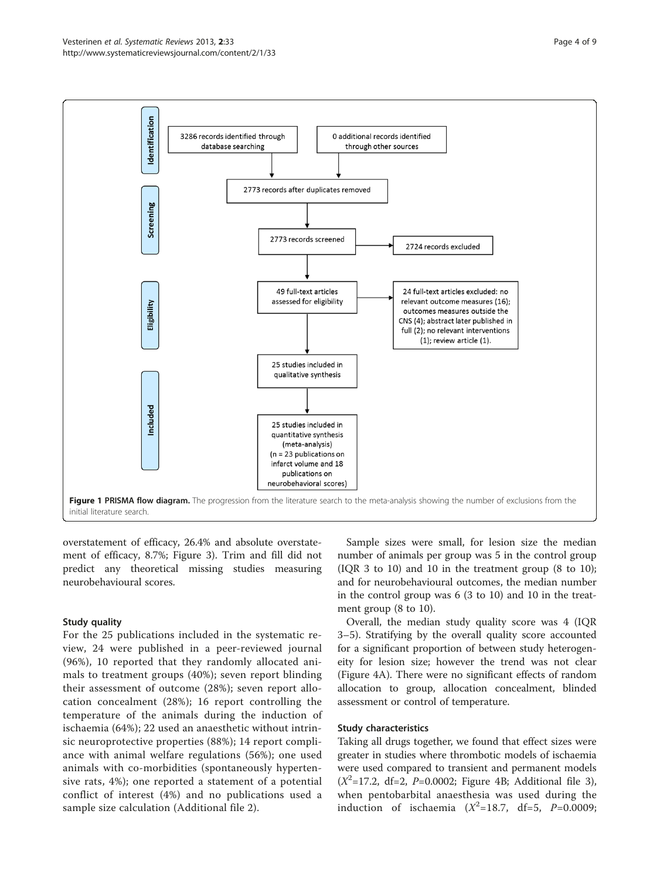| Identification | |
|---|---|
| 3286 records identified through database searching | 0 additional records identified through other sources |

| Screening | |
|---|---|
| 2773 records after duplicates removed | |
| 2773 records screened | 2724 records excluded |

| Eligibility | |
|---|---|
| 49 full-text articles assessed for eligibility | 24 full-text articles excluded: no relevant outcome measures (16); outcomes measures outside the CNS (4); abstract later published in full (2); no relevant interventions (1); review article (1). |

| Included |
|---|
| 25 studies included in qualitative synthesis |
| 25 studies included in quantitative synthesis (meta-analysis) (n = 23 publications on infarct volume and 18 publications on neurobehavioral scores) |

**Figure 1 PRISMA flow diagram.** The progression from the literature search to the meta-analysis showing the number of exclusions from the initial literature search.

overstatement of efficacy, 26.4% and absolute overstatement of efficacy, 8.7%; Figure 3). Trim and fill did not predict any theoretical missing studies measuring neurobehavioural scores.

### Study quality

For the 25 publications included in the systematic review, 24 were published in a peer-reviewed journal (96%), 10 reported that they randomly allocated animals to treatment groups (40%); seven report blinding their assessment of outcome (28%); seven report allocation concealment (28%); 16 report controlling the temperature of the animals during the induction of ischaemia (64%); 22 used an anaesthetic without intrinsic neuroprotective properties (88%); 14 report compliance with animal welfare regulations (56%); one used animals with co-morbidities (spontaneously hypertensive rats, 4%); one reported a statement of a potential conflict of interest (4%) and no publications used a sample size calculation (Additional file 2).

Sample sizes were small, for lesion size the median number of animals per group was 5 in the control group (IQR 3 to 10) and 10 in the treatment group (8 to 10); and for neurobehavioural outcomes, the median number in the control group was 6 (3 to 10) and 10 in the treatment group (8 to 10).

Overall, the median study quality score was 4 (IQR 3–5). Stratifying by the overall quality score accounted for a significant proportion of between study heterogeneity for lesion size; however the trend was not clear (Figure 4A). There were no significant effects of random allocation to group, allocation concealment, blinded assessment or control of temperature.

### Study characteristics

Taking all drugs together, we found that effect sizes were greater in studies where thrombotic models of ischaemia were used compared to transient and permanent models ($X^2$=17.2, df=2, $P$=0.0002; Figure 4B; Additional file 3), when pentobarbital anaesthesia was used during the induction of ischaemia ($X^2$=18.7, df=5, $P$=0.0009;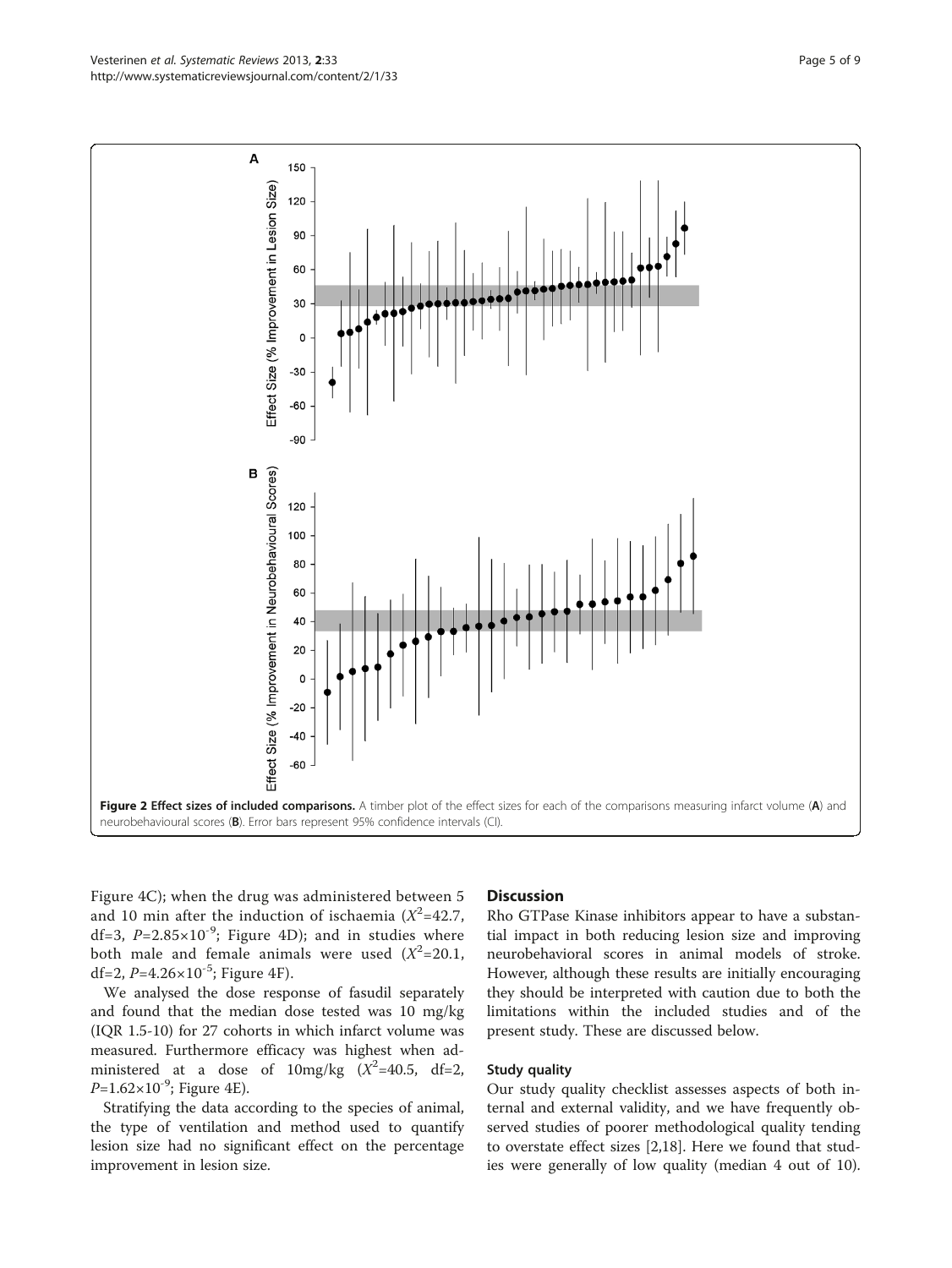Figure 2 Effect sizes of included comparisons. A timber plot of the effect sizes for each of the comparisons measuring infarct volume (A) and neurobehavioural scores (B). Error bars represent 95% confidence intervals (CI).

Figure 4C); when the drug was administered between 5 and 10 min after the induction of ischaemia ($X^2$=42.7, df=3, $P$=2.85×10$^{-9}$; Figure 4D); and in studies where both male and female animals were used ($X^2$=20.1, df=2, $P$=4.26×10$^{-5}$; Figure 4F).

We analysed the dose response of fasudil separately and found that the median dose tested was 10 mg/kg (IQR 1.5-10) for 27 cohorts in which infarct volume was measured. Furthermore efficacy was highest when administered at a dose of 10mg/kg ($X^2$=40.5, df=2, $P$=1.62×10$^{-9}$; Figure 4E).

Stratifying the data according to the species of animal, the type of ventilation and method used to quantify lesion size had no significant effect on the percentage improvement in lesion size.

## Discussion

Rho GTPase Kinase inhibitors appear to have a substantial impact in both reducing lesion size and improving neurobehavioral scores in animal models of stroke. However, although these results are initially encouraging they should be interpreted with caution due to both the limitations within the included studies and of the present study. These are discussed below.

### Study quality

Our study quality checklist assesses aspects of both internal and external validity, and we have frequently observed studies of poorer methodological quality tending to overstate effect sizes [2,18]. Here we found that studies were generally of low quality (median 4 out of 10).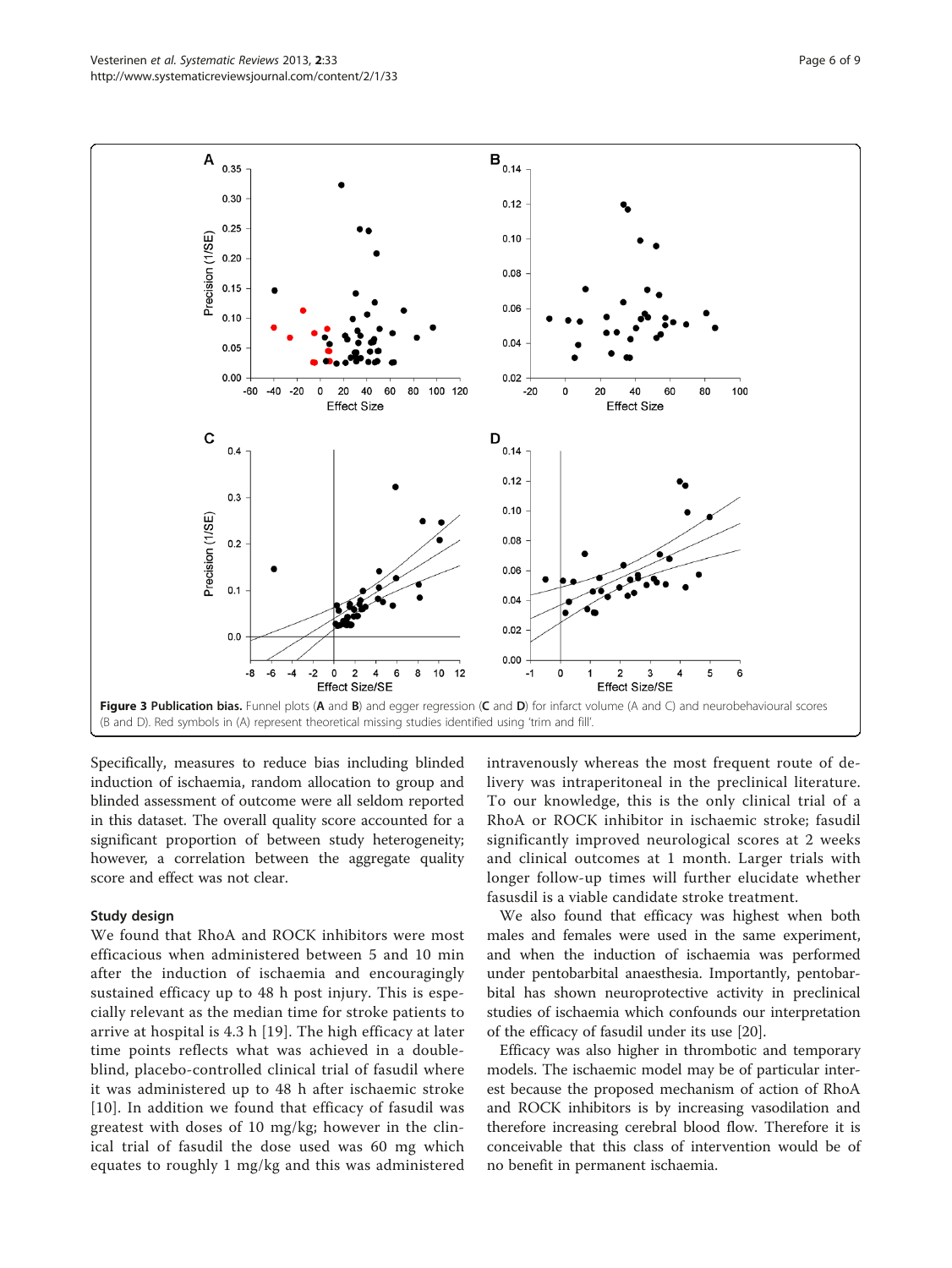**Figure 3 Publication bias.** Funnel plots (**A** and **B**) and egger regression (**C** and **D**) for infarct volume (A and C) and neurobehavioural scores (B and D). Red symbols in (A) represent theoretical missing studies identified using 'trim and fill'.

Specifically, measures to reduce bias including blinded induction of ischaemia, random allocation to group and blinded assessment of outcome were all seldom reported in this dataset. The overall quality score accounted for a significant proportion of between study heterogeneity; however, a correlation between the aggregate quality score and effect was not clear.

### Study design

We found that RhoA and ROCK inhibitors were most efficacious when administered between 5 and 10 min after the induction of ischaemia and encouragingly sustained efficacy up to 48 h post injury. This is especially relevant as the median time for stroke patients to arrive at hospital is 4.3 h [19]. The high efficacy at later time points reflects what was achieved in a double-blind, placebo-controlled clinical trial of fasudil where it was administered up to 48 h after ischaemic stroke [10]. In addition we found that efficacy of fasudil was greatest with doses of 10 mg/kg; however in the clinical trial of fasudil the dose used was 60 mg which equates to roughly 1 mg/kg and this was administered intravenously whereas the most frequent route of delivery was intraperitoneal in the preclinical literature. To our knowledge, this is the only clinical trial of a RhoA or ROCK inhibitor in ischaemic stroke; fasudil significantly improved neurological scores at 2 weeks and clinical outcomes at 1 month. Larger trials with longer follow-up times will further elucidate whether fasusdil is a viable candidate stroke treatment.

We also found that efficacy was highest when both males and females were used in the same experiment, and when the induction of ischaemia was performed under pentobarbital anaesthesia. Importantly, pentobarbital has shown neuroprotective activity in preclinical studies of ischaemia which confounds our interpretation of the efficacy of fasudil under its use [20].

Efficacy was also higher in thrombotic and temporary models. The ischaemic model may be of particular interest because the proposed mechanism of action of RhoA and ROCK inhibitors is by increasing vasodilation and therefore increasing cerebral blood flow. Therefore it is conceivable that this class of intervention would be of no benefit in permanent ischaemia.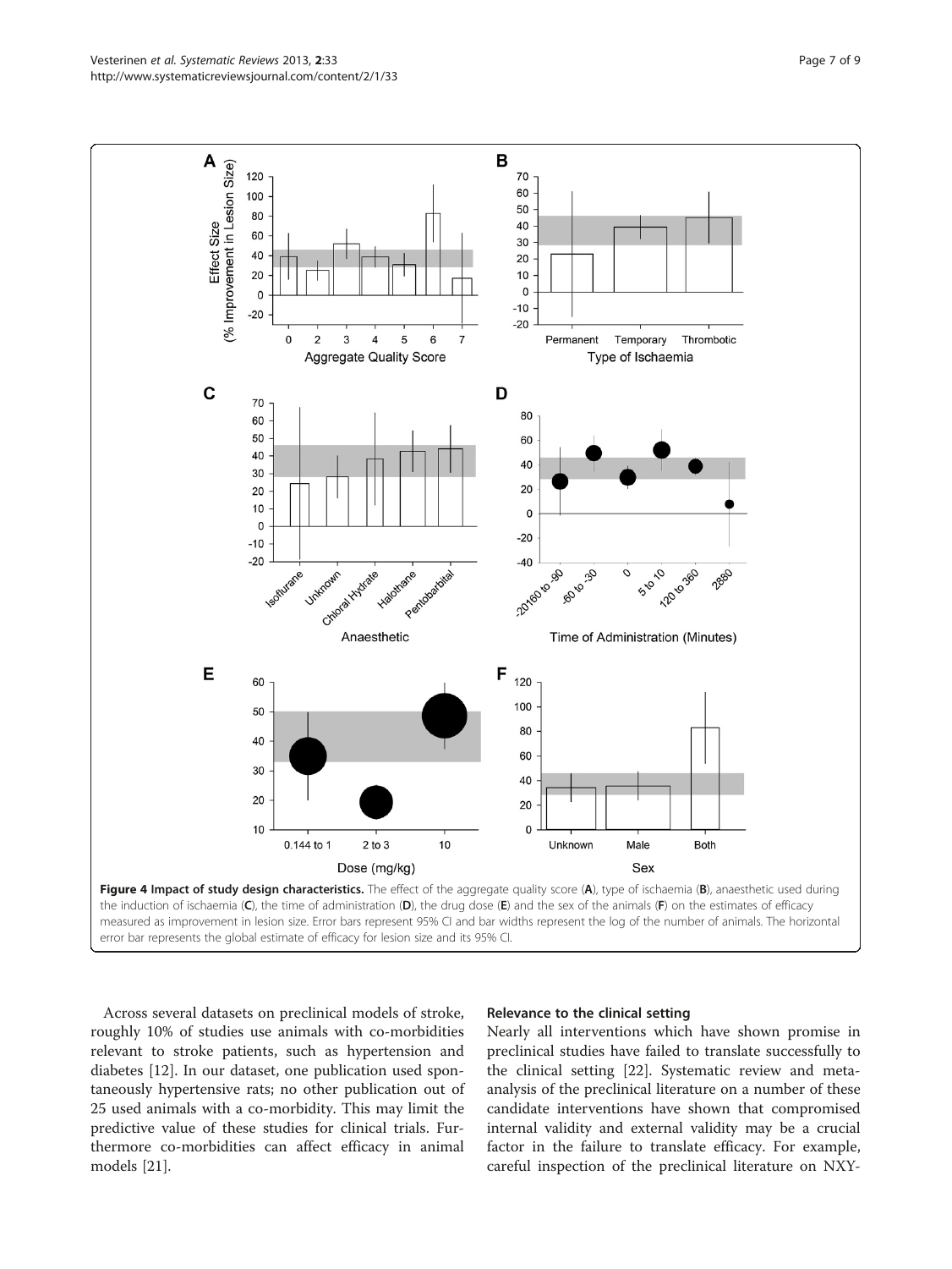**Figure 4 Impact of study design characteristics.** The effect of the aggregate quality score (**A**), type of ischaemia (**B**), anaesthetic used during the induction of ischaemia (**C**), the time of administration (**D**), the drug dose (**E**) and the sex of the animals (**F**) on the estimates of efficacy measured as improvement in lesion size. Error bars represent 95% CI and bar widths represent the log of the number of animals. The horizontal error bar represents the global estimate of efficacy for lesion size and its 95% CI.

Across several datasets on preclinical models of stroke, roughly 10% of studies use animals with co-morbidities relevant to stroke patients, such as hypertension and diabetes [12]. In our dataset, one publication used spontaneously hypertensive rats; no other publication out of 25 used animals with a co-morbidity. This may limit the predictive value of these studies for clinical trials. Furthermore co-morbidities can affect efficacy in animal models [21].

### Relevance to the clinical setting

Nearly all interventions which have shown promise in preclinical studies have failed to translate successfully to the clinical setting [22]. Systematic review and meta-analysis of the preclinical literature on a number of these candidate interventions have shown that compromised internal validity and external validity may be a crucial factor in the failure to translate efficacy. For example, careful inspection of the preclinical literature on NXY-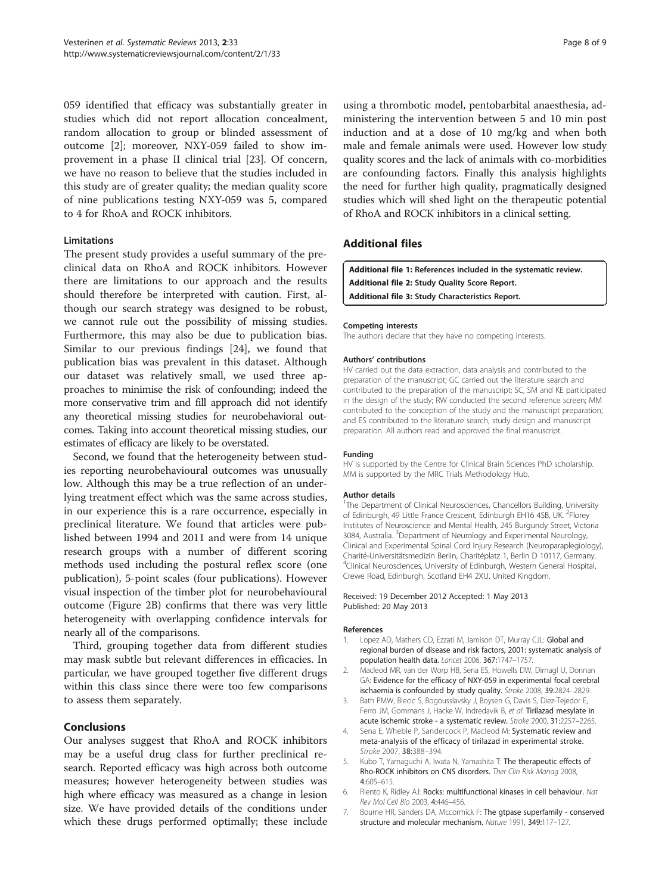059 identified that efficacy was substantially greater in studies which did not report allocation concealment, random allocation to group or blinded assessment of outcome [2]; moreover, NXY-059 failed to show improvement in a phase II clinical trial [23]. Of concern, we have no reason to believe that the studies included in this study are of greater quality; the median quality score of nine publications testing NXY-059 was 5, compared to 4 for RhoA and ROCK inhibitors.

### Limitations

The present study provides a useful summary of the preclinical data on RhoA and ROCK inhibitors. However there are limitations to our approach and the results should therefore be interpreted with caution. First, although our search strategy was designed to be robust, we cannot rule out the possibility of missing studies. Furthermore, this may also be due to publication bias. Similar to our previous findings [24], we found that publication bias was prevalent in this dataset. Although our dataset was relatively small, we used three approaches to minimise the risk of confounding; indeed the more conservative trim and fill approach did not identify any theoretical missing studies for neurobehavioral outcomes. Taking into account theoretical missing studies, our estimates of efficacy are likely to be overstated.

Second, we found that the heterogeneity between studies reporting neurobehavioural outcomes was unusually low. Although this may be a true reflection of an underlying treatment effect which was the same across studies, in our experience this is a rare occurrence, especially in preclinical literature. We found that articles were published between 1994 and 2011 and were from 14 unique research groups with a number of different scoring methods used including the postural reflex score (one publication), 5-point scales (four publications). However visual inspection of the timber plot for neurobehavioural outcome (Figure 2B) confirms that there was very little heterogeneity with overlapping confidence intervals for nearly all of the comparisons.

Third, grouping together data from different studies may mask subtle but relevant differences in efficacies. In particular, we have grouped together five different drugs within this class since there were too few comparisons to assess them separately.

## Conclusions

Our analyses suggest that RhoA and ROCK inhibitors may be a useful drug class for further preclinical research. Reported efficacy was high across both outcome measures; however heterogeneity between studies was high where efficacy was measured as a change in lesion size. We have provided details of the conditions under which these drugs performed optimally; these include using a thrombotic model, pentobarbital anaesthesia, administering the intervention between 5 and 10 min post induction and at a dose of 10 mg/kg and when both male and female animals were used. However low study quality scores and the lack of animals with co-morbidities are confounding factors. Finally this analysis highlights the need for further high quality, pragmatically designed studies which will shed light on the therapeutic potential of RhoA and ROCK inhibitors in a clinical setting.

## Additional files

**Additional file 1: References included in the systematic review.**
**Additional file 2: Study Quality Score Report.**
**Additional file 3: Study Characteristics Report.**

#### Competing interests

The authors declare that they have no competing interests.

#### Authors' contributions

HV carried out the data extraction, data analysis and contributed to the preparation of the manuscript; GC carried out the literature search and contributed to the preparation of the manuscript; SC, SM and KE participated in the design of the study; RW conducted the second reference screen; MM contributed to the conception of the study and the manuscript preparation; and ES contributed to the literature search, study design and manuscript preparation. All authors read and approved the final manuscript.

#### Funding

HV is supported by the Centre for Clinical Brain Sciences PhD scholarship. MM is supported by the MRC Trials Methodology Hub.

#### Author details

[1]The Department of Clinical Neurosciences, Chancellors Building, University of Edinburgh, 49 Little France Crescent, Edinburgh EH16 4SB, UK. [2]Florey Institutes of Neuroscience and Mental Health, 245 Burgundy Street, Victoria 3084, Australia. [3]Department of Neurology and Experimental Neurology, Clinical and Experimental Spinal Cord Injury Research (Neuroparaplegiology), Charité-Universitätsmedizin Berlin, Charitéplatz 1, Berlin D 10117, Germany. [4]Clinical Neurosciences, University of Edinburgh, Western General Hospital, Crewe Road, Edinburgh, Scotland EH4 2XU, United Kingdom.

Received: 19 December 2012 Accepted: 1 May 2013
Published: 20 May 2013

#### References

1. Lopez AD, Mathers CD, Ezzati M, Jamison DT, Murray CJL: **Global and regional burden of disease and risk factors, 2001: systematic analysis of population health data.** *Lancet* 2006, **367:**1747–1757.
2. Macleod MR, van der Worp HB, Sena ES, Howells DW, Dirnagl U, Donnan GA: **Evidence for the efficacy of NXY-059 in experimental focal cerebral ischaemia is confounded by study quality.** *Stroke* 2008, **39:**2824–2829.
3. Bath PMW, Blecic S, Bogousslavsky J, Boysen G, Davis S, Diez-Tejedor E, Ferro JM, Gommans J, Hacke W, Indredavik B, *et al*: **Tirilazad mesylate in acute ischemic stroke - a systematic review.** *Stroke* 2000, **31:**2257–2265.
4. Sena E, Wheble P, Sandercock P, Macleod M: **Systematic review and meta-analysis of the efficacy of tirilazad in experimental stroke.** *Stroke* 2007, **38:**388–394.
5. Kubo T, Yamaguchi A, Iwata N, Yamashita T: **The therapeutic effects of Rho-ROCK inhibitors on CNS disorders.** *Ther Clin Risk Manag* 2008, **4:**605–615.
6. Riento K, Ridley AJ: **Rocks: multifunctional kinases in cell behaviour.** *Nat Rev Mol Cell Bio* 2003, **4:**446–456.
7. Bourne HR, Sanders DA, Mccormick F: **The gtpase superfamily - conserved structure and molecular mechanism.** *Nature* 1991, **349:**117–127.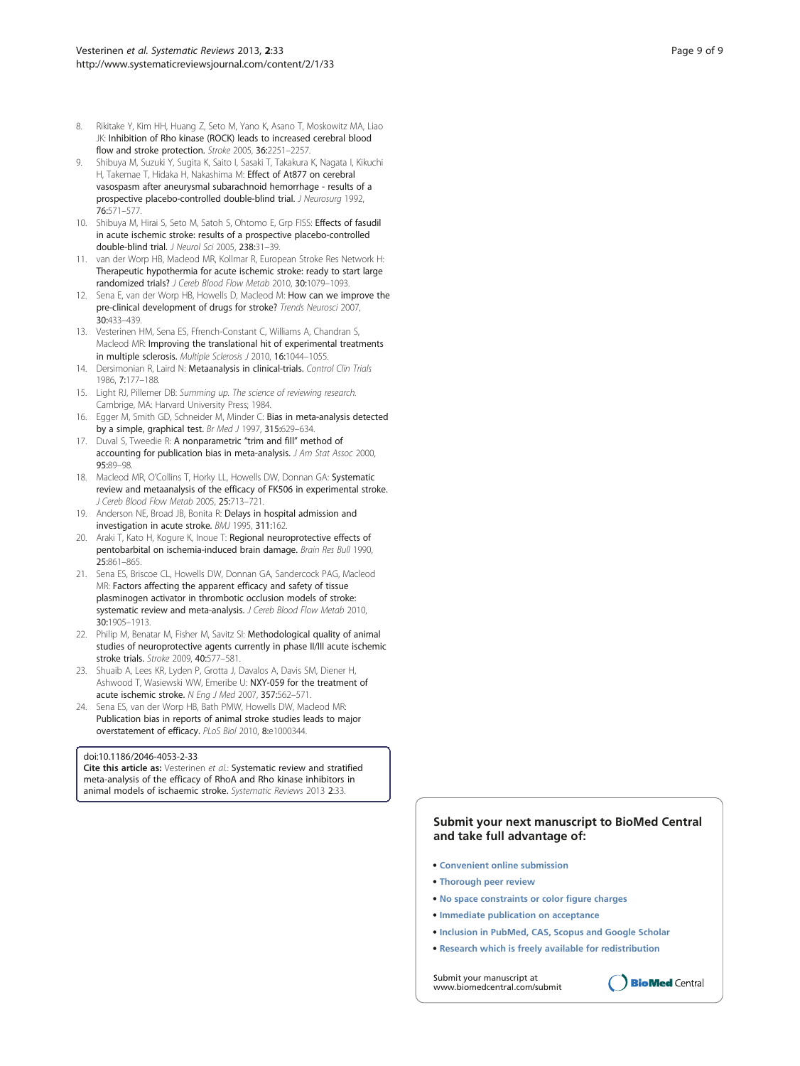8. Rikitake Y, Kim HH, Huang Z, Seto M, Yano K, Asano T, Moskowitz MA, Liao JK: **Inhibition of Rho kinase (ROCK) leads to increased cerebral blood flow and stroke protection.** *Stroke* 2005, **36:**2251–2257.
9. Shibuya M, Suzuki Y, Sugita K, Saito I, Sasaki T, Takakura K, Nagata I, Kikuchi H, Takemae T, Hidaka H, Nakashima M: **Effect of At877 on cerebral vasospasm after aneurysmal subarachnoid hemorrhage - results of a prospective placebo-controlled double-blind trial.** *J Neurosurg* 1992, **76:**571–577.
10. Shibuya M, Hirai S, Seto M, Satoh S, Ohtomo E, Grp FISS: **Effects of fasudil in acute ischemic stroke: results of a prospective placebo-controlled double-blind trial.** *J Neurol Sci* 2005, **238:**31–39.
11. van der Worp HB, Macleod MR, Kollmar R, European Stroke Res Network H: **Therapeutic hypothermia for acute ischemic stroke: ready to start large randomized trials?** *J Cereb Blood Flow Metab* 2010, **30:**1079–1093.
12. Sena E, van der Worp HB, Howells D, Macleod M: **How can we improve the pre-clinical development of drugs for stroke?** *Trends Neurosci* 2007, **30:**433–439.
13. Vesterinen HM, Sena ES, Ffrench-Constant C, Williams A, Chandran S, Macleod MR: **Improving the translational hit of experimental treatments in multiple sclerosis.** *Multiple Sclerosis J* 2010, **16:**1044–1055.
14. Dersimonian R, Laird N: **Metaanalysis in clinical-trials.** *Control Clin Trials* 1986, **7:**177–188.
15. Light RJ, Pillemer DB: *Summing up. The science of reviewing research.* Cambrige, MA: Harvard University Press; 1984.
16. Egger M, Smith GD, Schneider M, Minder C: **Bias in meta-analysis detected by a simple, graphical test.** *Br Med J* 1997, **315:**629–634.
17. Duval S, Tweedie R: **A nonparametric "trim and fill" method of accounting for publication bias in meta-analysis.** *J Am Stat Assoc* 2000, **95:**89–98.
18. Macleod MR, O'Collins T, Horky LL, Howells DW, Donnan GA: **Systematic review and metaanalysis of the efficacy of FK506 in experimental stroke.** *J Cereb Blood Flow Metab* 2005, **25:**713–721.
19. Anderson NE, Broad JB, Bonita R: **Delays in hospital admission and investigation in acute stroke.** *BMJ* 1995, **311:**162.
20. Araki T, Kato H, Kogure K, Inoue T: **Regional neuroprotective effects of pentobarbital on ischemia-induced brain damage.** *Brain Res Bull* 1990, **25:**861–865.
21. Sena ES, Briscoe CL, Howells DW, Donnan GA, Sandercock PAG, Macleod MR: **Factors affecting the apparent efficacy and safety of tissue plasminogen activator in thrombotic occlusion models of stroke: systematic review and meta-analysis.** *J Cereb Blood Flow Metab* 2010, **30:**1905–1913.
22. Philip M, Benatar M, Fisher M, Savitz SI: **Methodological quality of animal studies of neuroprotective agents currently in phase II/III acute ischemic stroke trials.** *Stroke* 2009, **40:**577–581.
23. Shuaib A, Lees KR, Lyden P, Grotta J, Davalos A, Davis SM, Diener H, Ashwood T, Wasiewski WW, Emeribe U: **NXY-059 for the treatment of acute ischemic stroke.** *N Eng J Med* 2007, **357:**562–571.
24. Sena ES, van der Worp HB, Bath PMW, Howells DW, Macleod MR: **Publication bias in reports of animal stroke studies leads to major overstatement of efficacy.** *PLoS Biol* 2010, **8:**e1000344.

doi:10.1186/2046-4053-2-33

**Cite this article as:** Vesterinen *et al.*: Systematic review and stratified meta-analysis of the efficacy of RhoA and Rho kinase inhibitors in animal models of ischaemic stroke. *Systematic Reviews* 2013 **2**:33.

**Submit your next manuscript to BioMed Central and take full advantage of:**

- **Convenient online submission**
- **Thorough peer review**
- **No space constraints or color figure charges**
- **Immediate publication on acceptance**
- **Inclusion in PubMed, CAS, Scopus and Google Scholar**
- **Research which is freely available for redistribution**

Submit your manuscript at
www.biomedcentral.com/submit

BioMed Central